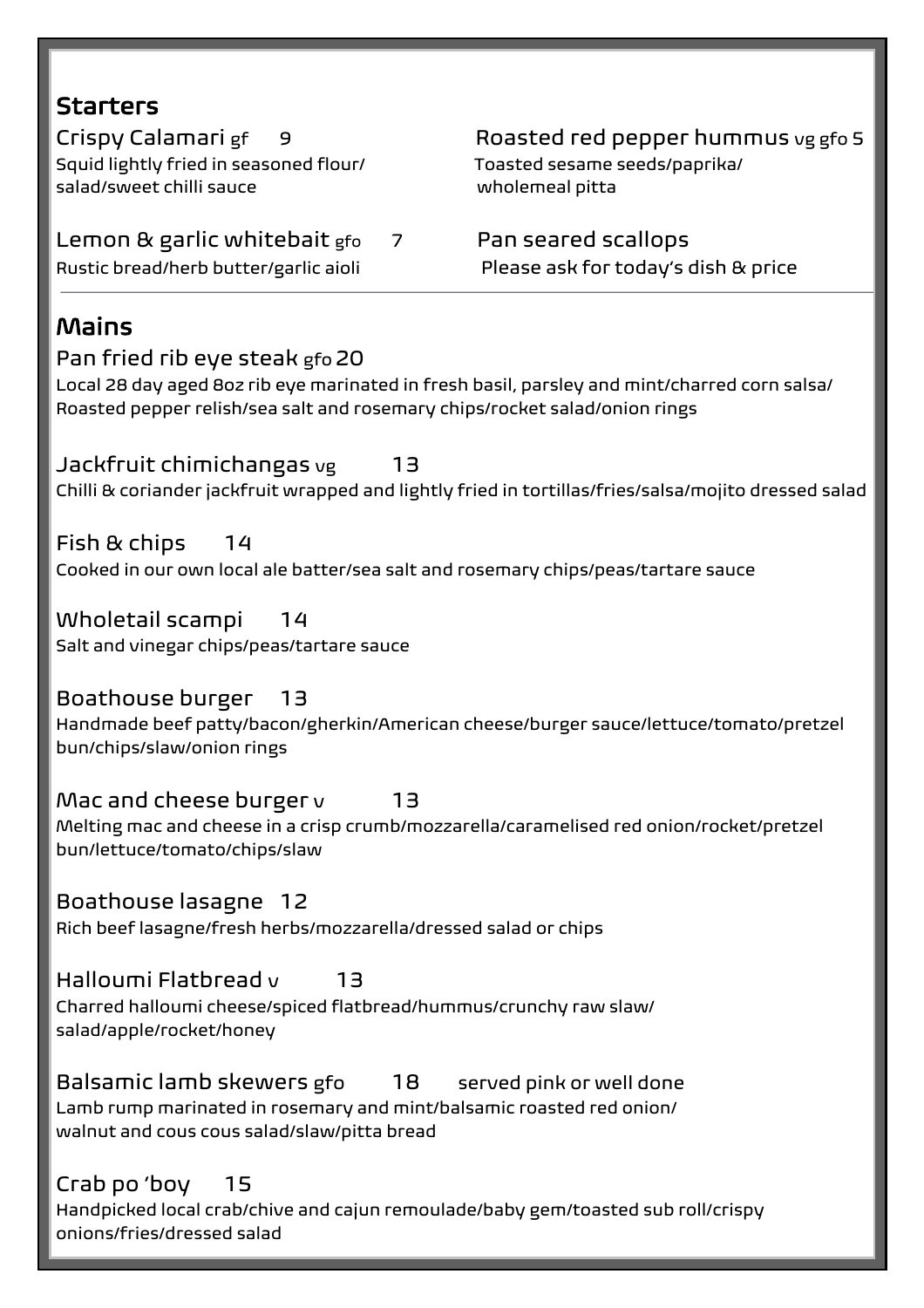## Starters

**Crispy Calamari** gf 9
Squid lightly fried in seasoned flour/salad/sweet chilli sauce

**Lemon & garlic whitebait** gfo 7
Rustic bread/herb butter/garlic aioli

**Roasted red pepper hummus** vg gfo 5
Toasted sesame seeds/paprika/wholemeal pitta

**Pan seared scallops**
Please ask for today's dish & price

---

## Mains

**Pan fried rib eye steak** gfo 20
Local 28 day aged 8oz rib eye marinated in fresh basil, parsley and mint/charred corn salsa/Roasted pepper relish/sea salt and rosemary chips/rocket salad/onion rings

**Jackfruit chimichangas** vg 13
Chilli & coriander jackfruit wrapped and lightly fried in tortillas/fries/salsa/mojito dressed salad

**Fish & chips** 14
Cooked in our own local ale batter/sea salt and rosemary chips/peas/tartare sauce

**Wholetail scampi** 14
Salt and vinegar chips/peas/tartare sauce

**Boathouse burger** 13
Handmade beef patty/bacon/gherkin/American cheese/burger sauce/lettuce/tomato/pretzel bun/chips/slaw/onion rings

**Mac and cheese burger** v 13
Melting mac and cheese in a crisp crumb/mozzarella/caramelised red onion/rocket/pretzel bun/lettuce/tomato/chips/slaw

**Boathouse lasagne** 12
Rich beef lasagne/fresh herbs/mozzarella/dressed salad or chips

**Halloumi Flatbread** v 13
Charred halloumi cheese/spiced flatbread/hummus/crunchy raw slaw/salad/apple/rocket/honey

**Balsamic lamb skewers** gfo 18 served pink or well done
Lamb rump marinated in rosemary and mint/balsamic roasted red onion/walnut and cous cous salad/slaw/pitta bread

**Crab po 'boy** 15
Handpicked local crab/chive and cajun remoulade/baby gem/toasted sub roll/crispy onions/fries/dressed salad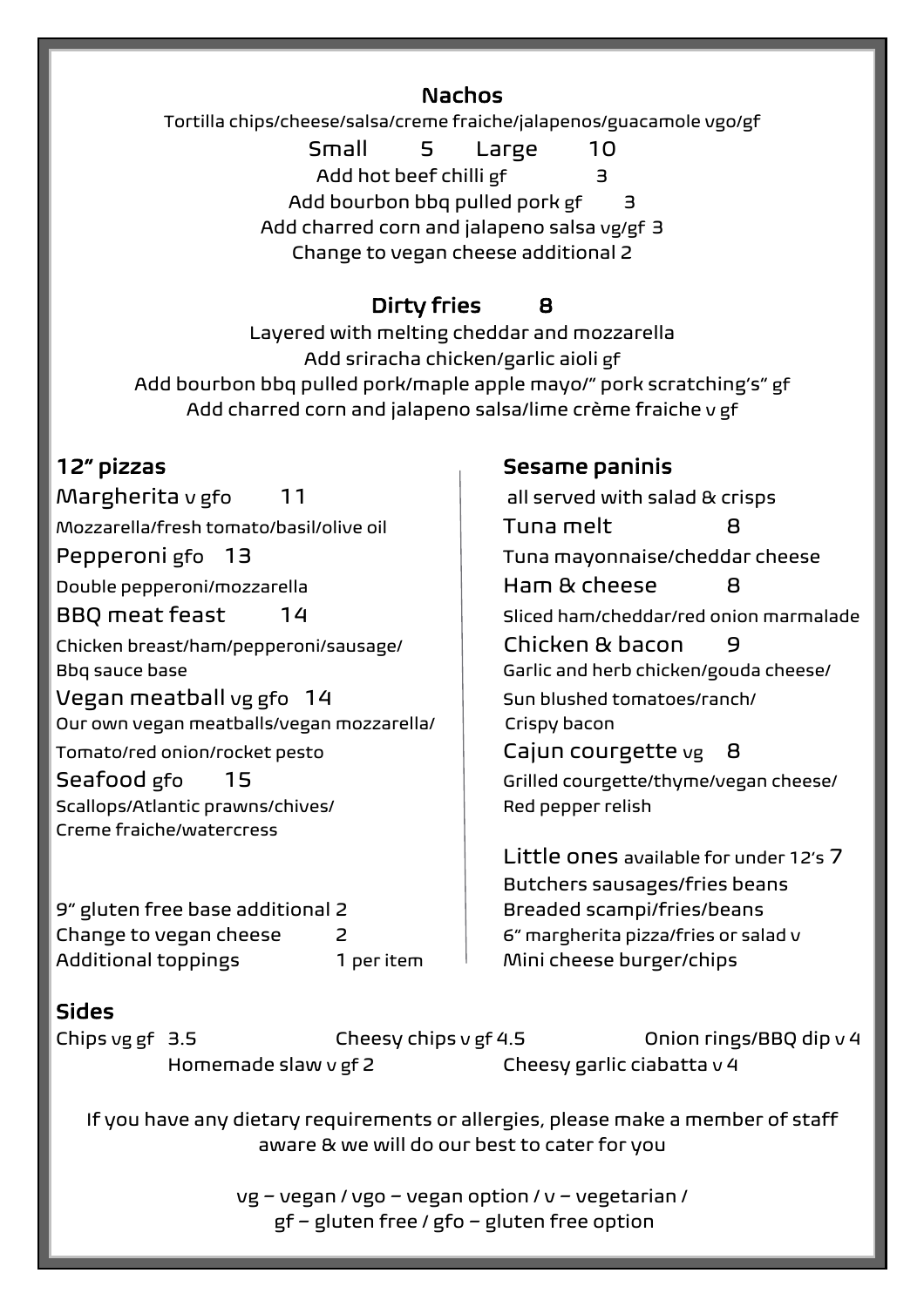## Nachos

Tortilla chips/cheese/salsa/creme fraiche/jalapenos/guacamole vgo/gf

Small 5 Large 10

Add hot beef chilli gf 3

Add bourbon bbq pulled pork gf 3

Add charred corn and jalapeno salsa vg/gf 3

Change to vegan cheese additional 2

## Dirty fries 8

Layered with melting cheddar and mozzarella

Add sriracha chicken/garlic aioli gf

Add bourbon bbq pulled pork/maple apple mayo/" pork scratching's" gf

Add charred corn and jalapeno salsa/lime crème fraiche v gf

## 12" pizzas

Margherita v gfo 11
Mozzarella/fresh tomato/basil/olive oil

Pepperoni gfo 13
Double pepperoni/mozzarella

BBQ meat feast 14
Chicken breast/ham/pepperoni/sausage/
Bbq sauce base

Vegan meatball vg gfo 14
Our own vegan meatballs/vegan mozzarella/
Tomato/red onion/rocket pesto

Seafood gfo 15
Scallops/Atlantic prawns/chives/
Creme fraiche/watercress

9" gluten free base additional 2
Change to vegan cheese 2
Additional toppings 1 per item

## Sesame paninis

all served with salad & crisps

Tuna melt 8
Tuna mayonnaise/cheddar cheese

Ham & cheese 8
Sliced ham/cheddar/red onion marmalade

Chicken & bacon 9
Garlic and herb chicken/gouda cheese/
Sun blushed tomatoes/ranch/
Crispy bacon

Cajun courgette vg 8
Grilled courgette/thyme/vegan cheese/
Red pepper relish

Little ones available for under 12's 7
Butchers sausages/fries beans
Breaded scampi/fries/beans
6" margherita pizza/fries or salad v
Mini cheese burger/chips

## Sides

Chips vg gf 3.5
Cheesy chips v gf 4.5
Onion rings/BBQ dip v 4
Homemade slaw v gf 2
Cheesy garlic ciabatta v 4

If you have any dietary requirements or allergies, please make a member of staff aware & we will do our best to cater for you

vg – vegan / vgo – vegan option / v – vegetarian /
gf – gluten free / gfo – gluten free option